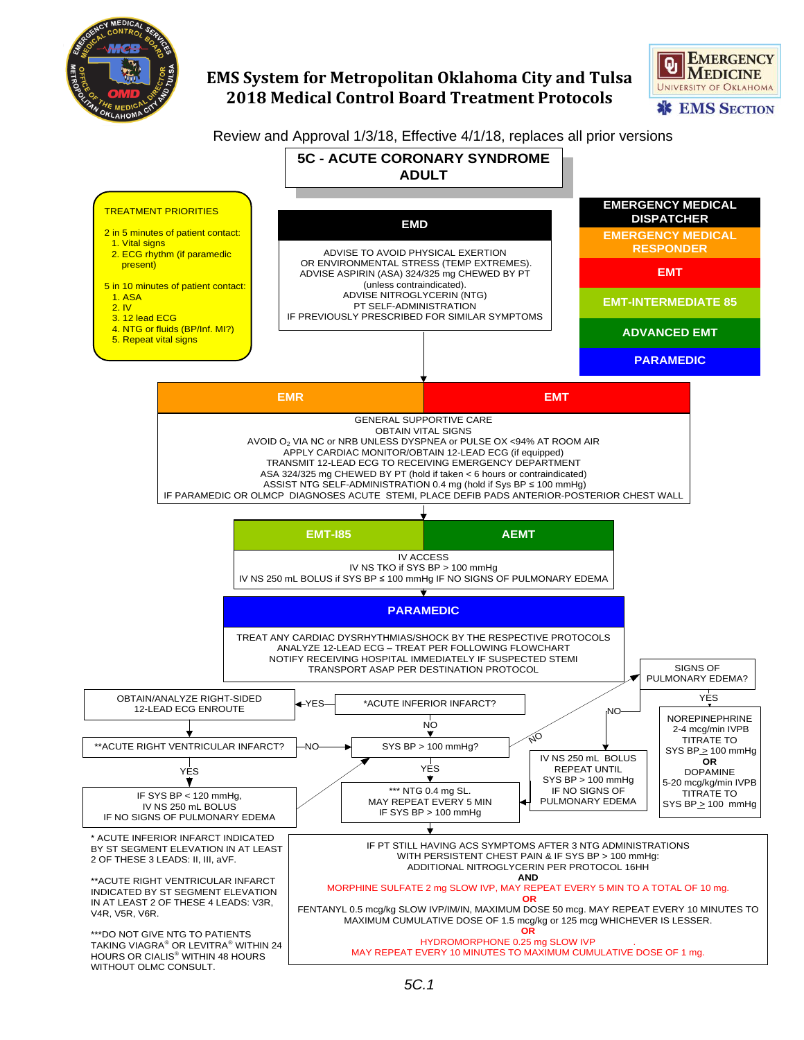# EMS System for Metropolitan Oklahoma City and Tulsa
# 2018 Medical Control Board Treatment Protocols

Review and Approval 1/3/18, Effective 4/1/18, replaces all prior versions

## 5C - ACUTE CORONARY SYNDROME ADULT

**TREATMENT PRIORITIES**

2 in 5 minutes of patient contact:
1. Vital signs
2. ECG rhythm (if paramedic present)

5 in 10 minutes of patient contact:
1. ASA
2. IV
3. 12 lead ECG
4. NTG or fluids (BP/Inf. MI?)
5. Repeat vital signs

**Legend:** EMERGENCY MEDICAL DISPATCHER · EMERGENCY MEDICAL RESPONDER · EMT · EMT-INTERMEDIATE 85 · ADVANCED EMT · PARAMEDIC

### EMD

ADVISE TO AVOID PHYSICAL EXERTION OR EMOTIONAL OR ENVIRONMENTAL STRESS (TEMP EXTREMES).
ADVISE ASPIRIN (ASA) 324/325 mg CHEWED BY PT (unless contraindicated).
ADVISE NITROGLYCERIN (NTG) PT SELF-ADMINISTRATION IF PREVIOUSLY PRESCRIBED FOR SIMILAR SYMPTOMS

### EMR / EMT

GENERAL SUPPORTIVE CARE
OBTAIN VITAL SIGNS
AVOID $O_2$ VIA NC or NRB UNLESS DYSPNEA or PULSE OX <94% AT ROOM AIR
APPLY CARDIAC MONITOR/OBTAIN 12-LEAD ECG (if equipped)
TRANSMIT 12-LEAD ECG TO RECEIVING EMERGENCY DEPARTMENT
ASA 324/325 mg CHEWED BY PT (hold if taken < 6 hours or contraindicated)
ASSIST NTG SELF-ADMINISTRATION 0.4 mg (hold if Sys BP ≤ 100 mmHg)
IF PARAMEDIC OR OLMCP DIAGNOSES ACUTE STEMI, PLACE DEFIB PADS ANTERIOR-POSTERIOR CHEST WALL

### EMT-I85 / AEMT

IV ACCESS
IV NS TKO if SYS BP > 100 mmHg
IV NS 250 mL BOLUS if SYS BP ≤ 100 mmHg IF NO SIGNS OF PULMONARY EDEMA

### PARAMEDIC

TREAT ANY CARDIAC DYSRHYTHMIAS/SHOCK BY THE RESPECTIVE PROTOCOLS
ANALYZE 12-LEAD ECG – TREAT PER FOLLOWING FLOWCHART
NOTIFY RECEIVING HOSPITAL IMMEDIATELY IF SUSPECTED STEMI
TRANSPORT ASAP PER DESTINATION PROTOCOL

**Flowchart:**

- *ACUTE INFERIOR INFARCT?
  - YES → OBTAIN/ANALYZE RIGHT-SIDED 12-LEAD ECG ENROUTE → **ACUTE RIGHT VENTRICULAR INFARCT?
    - YES → IF SYS BP < 120 mmHg, IV NS 250 mL BOLUS IF NO SIGNS OF PULMONARY EDEMA → SYS BP > 100 mmHg?
    - NO → SYS BP > 100 mmHg?
  - NO → SYS BP > 100 mmHg?
- SYS BP > 100 mmHg?
  - YES → *** NTG 0.4 mg SL. MAY REPEAT EVERY 5 MIN IF SYS BP > 100 mmHg
  - NO → SIGNS OF PULMONARY EDEMA?
    - YES → NOREPINEPHRINE 2-4 mcg/min IVPB TITRATE TO SYS BP ≥ 100 mmHg **OR** DOPAMINE 5-20 mcg/kg/min IVPB TITRATE TO SYS BP ≥ 100 mmHg
    - NO → IV NS 250 mL BOLUS REPEAT UNTIL SYS BP > 100 mmHg IF NO SIGNS OF PULMONARY EDEMA → NTG

IF PT STILL HAVING ACS SYMPTOMS AFTER 3 NTG ADMINISTRATIONS WITH PERSISTENT CHEST PAIN & IF SYS BP > 100 mmHg:
ADDITIONAL NITROGLYCERIN PER PROTOCOL 16HH
**AND**
MORPHINE SULFATE 2 mg SLOW IVP, MAY REPEAT EVERY 5 MIN TO A TOTAL OF 10 mg.
**OR**
FENTANYL 0.5 mcg/kg SLOW IVP/IM/IN, MAXIMUM DOSE 50 mcg. MAY REPEAT EVERY 10 MINUTES TO MAXIMUM CUMULATIVE DOSE OF 1.5 mcg/kg or 125 mcg WHICHEVER IS LESSER.
**OR**
HYDROMORPHONE 0.25 mg SLOW IVP
MAY REPEAT EVERY 10 MINUTES TO MAXIMUM CUMULATIVE DOSE OF 1 mg.

\* ACUTE INFERIOR INFARCT INDICATED BY ST SEGMENT ELEVATION IN AT LEAST 2 OF THESE 3 LEADS: II, III, aVF.

\*\*ACUTE RIGHT VENTRICULAR INFARCT INDICATED BY ST SEGMENT ELEVATION IN AT LEAST 2 OF THESE 4 LEADS: V3R, V4R, V5R, V6R.

\*\*\*DO NOT GIVE NTG TO PATIENTS TAKING VIAGRA® OR LEVITRA® WITHIN 24 HOURS OR CIALIS® WITHIN 48 HOURS WITHOUT OLMC CONSULT.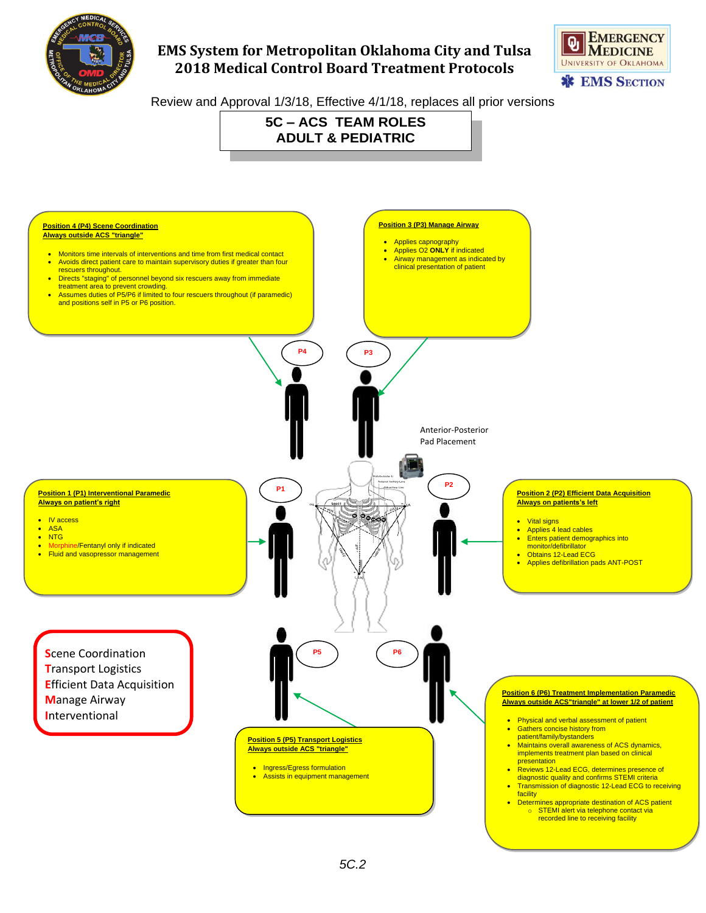# EMS System for Metropolitan Oklahoma City and Tulsa
# 2018 Medical Control Board Treatment Protocols

Review and Approval 1/3/18, Effective 4/1/18, replaces all prior versions

## 5C – ACS TEAM ROLES ADULT & PEDIATRIC

**Position 4 (P4) Scene Coordination**
**Always outside ACS "triangle"**

- Monitors time intervals of interventions and time from first medical contact
- Avoids direct patient care to maintain supervisory duties if greater than four rescuers throughout.
- Directs "staging" of personnel beyond six rescuers away from immediate treatment area to prevent crowding.
- Assumes duties of P5/P6 if limited to four rescuers throughout (if paramedic) and positions self in P5 or P6 position.

**Position 3 (P3) Manage Airway**

- Applies capnography
- Applies O2 **ONLY** if indicated
- Airway management as indicated by clinical presentation of patient

P4

P3

Anterior-Posterior
Pad Placement

**Position 1 (P1) Interventional Paramedic**
**Always on patient's right**

- IV access
- ASA
- NTG
- Morphine/Fentanyl only if indicated
- Fluid and vasopressor management

P1

P2

**Position 2 (P2) Efficient Data Acquisition**
**Always on patients's left**

- Vital signs
- Applies 4 lead cables
- Enters patient demographics into monitor/defibrillator
- Obtains 12-Lead ECG
- Applies defibrillation pads ANT-POST

**S**cene Coordination
**T**ransport Logistics
**E**fficient Data Acquisition
**M**anage Airway
**I**nterventional

P5

P6

**Position 5 (P5) Transport Logistics**
**Always outside ACS "triangle"**

- Ingress/Egress formulation
- Assists in equipment management

**Position 6 (P6) Treatment Implementation Paramedic**
**Always outside ACS"triangle" at lower 1/2 of patient**

- Physical and verbal assessment of patient
- Gathers concise history from patient/family/bystanders
- Maintains overall awareness of ACS dynamics, implements treatment plan based on clinical presentation
- Reviews 12-Lead ECG, determines presence of diagnostic quality and confirms STEMI criteria
- Transmission of diagnostic 12-Lead ECG to receiving facility
- Determines appropriate destination of ACS patient
  - STEMI alert via telephone contact via recorded line to receiving facility